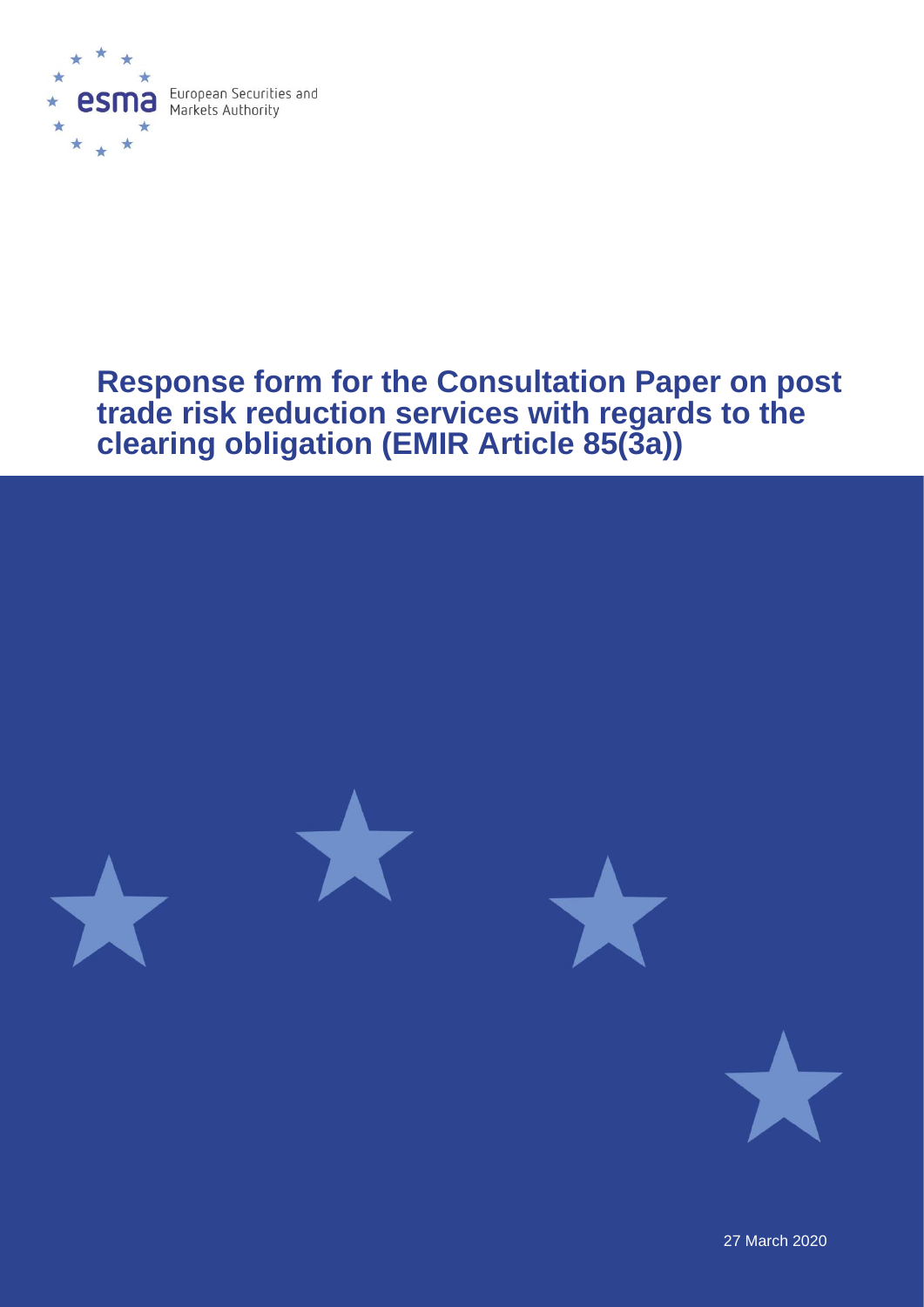European Securities and Markets Authority

# Response form for the Consultation Paper on post trade risk reduction services with regards to the clearing obligation (EMIR Article 85(3a))

27 March 2020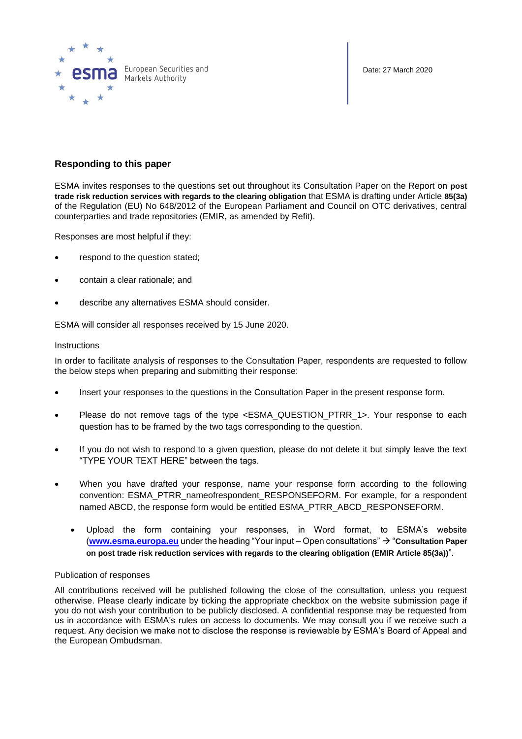Date: 27 March 2020

## Responding to this paper

ESMA invites responses to the questions set out throughout its Consultation Paper on the Report on **post trade risk reduction services with regards to the clearing obligation** that ESMA is drafting under Article **85(3a)** of the Regulation (EU) No 648/2012 of the European Parliament and Council on OTC derivatives, central counterparties and trade repositories (EMIR, as amended by Refit).

Responses are most helpful if they:

- respond to the question stated;
- contain a clear rationale; and
- describe any alternatives ESMA should consider.

ESMA will consider all responses received by 15 June 2020.

Instructions

In order to facilitate analysis of responses to the Consultation Paper, respondents are requested to follow the below steps when preparing and submitting their response:

- Insert your responses to the questions in the Consultation Paper in the present response form.
- Please do not remove tags of the type <ESMA_QUESTION_PTRR_1>. Your response to each question has to be framed by the two tags corresponding to the question.
- If you do not wish to respond to a given question, please do not delete it but simply leave the text "TYPE YOUR TEXT HERE" between the tags.
- When you have drafted your response, name your response form according to the following convention: ESMA_PTRR_nameofrespondent_RESPONSEFORM. For example, for a respondent named ABCD, the response form would be entitled ESMA_PTRR_ABCD_RESPONSEFORM.
  - Upload the form containing your responses, in Word format, to ESMA's website (**www.esma.europa.eu** under the heading "Your input – Open consultations" → "**Consultation Paper on post trade risk reduction services with regards to the clearing obligation (EMIR Article 85(3a))**".

Publication of responses

All contributions received will be published following the close of the consultation, unless you request otherwise. Please clearly indicate by ticking the appropriate checkbox on the website submission page if you do not wish your contribution to be publicly disclosed. A confidential response may be requested from us in accordance with ESMA's rules on access to documents. We may consult you if we receive such a request. Any decision we make not to disclose the response is reviewable by ESMA's Board of Appeal and the European Ombudsman.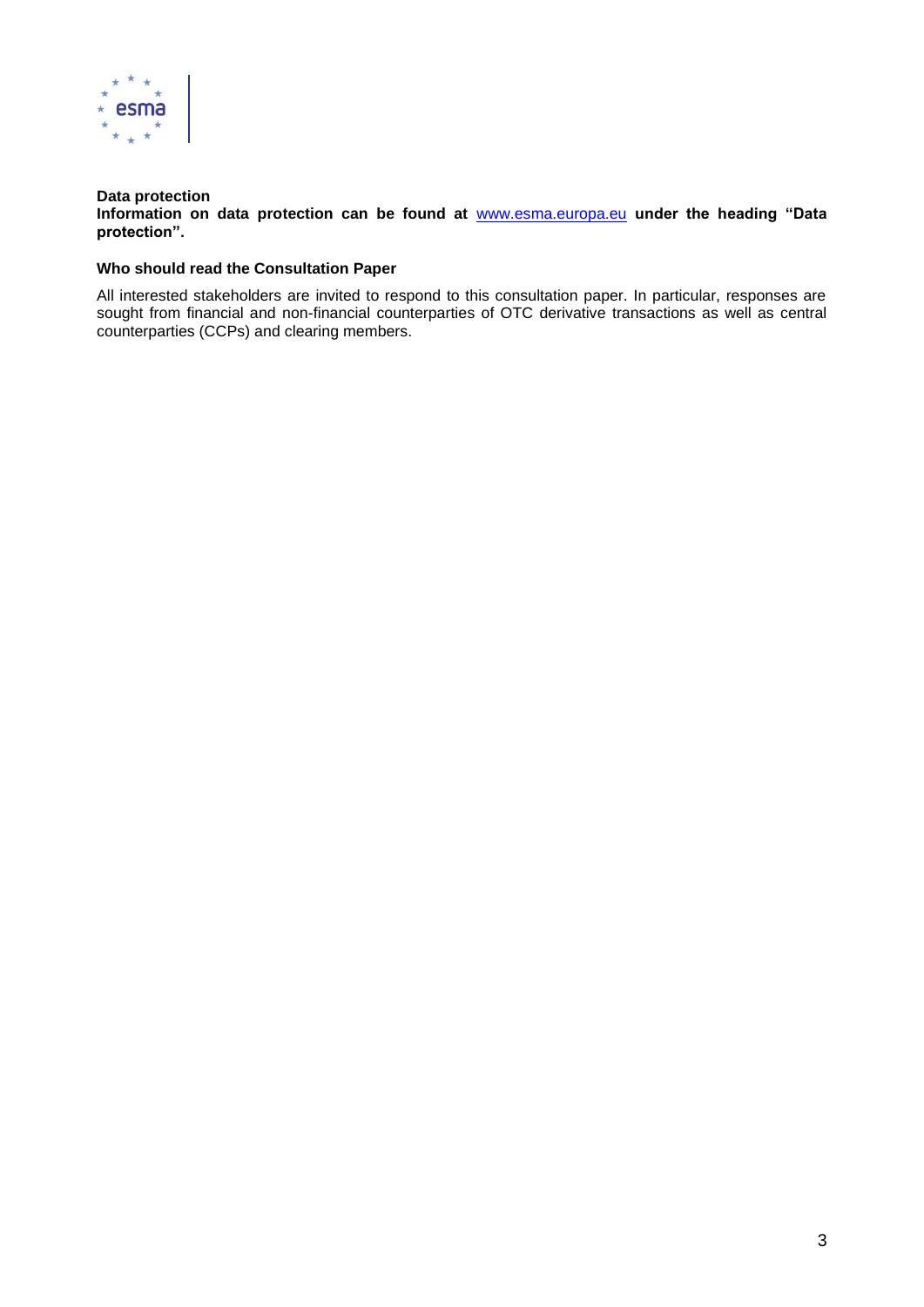**Data protection**

**Information on data protection can be found at** [www.esma.europa.eu](http://www.esma.europa.eu) **under the heading "Data protection".**

**Who should read the Consultation Paper**

All interested stakeholders are invited to respond to this consultation paper. In particular, responses are sought from financial and non-financial counterparties of OTC derivative transactions as well as central counterparties (CCPs) and clearing members.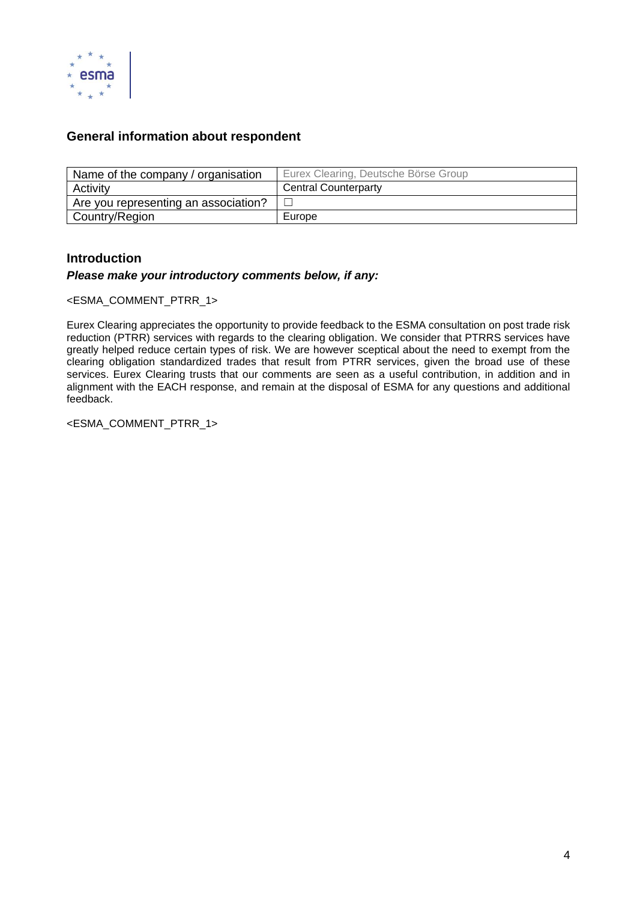## General information about respondent

| Name of the company / organisation | Eurex Clearing, Deutsche Börse Group |
|---|---|
| Activity | Central Counterparty |
| Are you representing an association? | ☐ |
| Country/Region | Europe |

## Introduction

***Please make your introductory comments below, if any:***

<ESMA_COMMENT_PTRR_1>

Eurex Clearing appreciates the opportunity to provide feedback to the ESMA consultation on post trade risk reduction (PTRR) services with regards to the clearing obligation. We consider that PTRRS services have greatly helped reduce certain types of risk. We are however sceptical about the need to exempt from the clearing obligation standardized trades that result from PTRR services, given the broad use of these services. Eurex Clearing trusts that our comments are seen as a useful contribution, in addition and in alignment with the EACH response, and remain at the disposal of ESMA for any questions and additional feedback.

<ESMA_COMMENT_PTRR_1>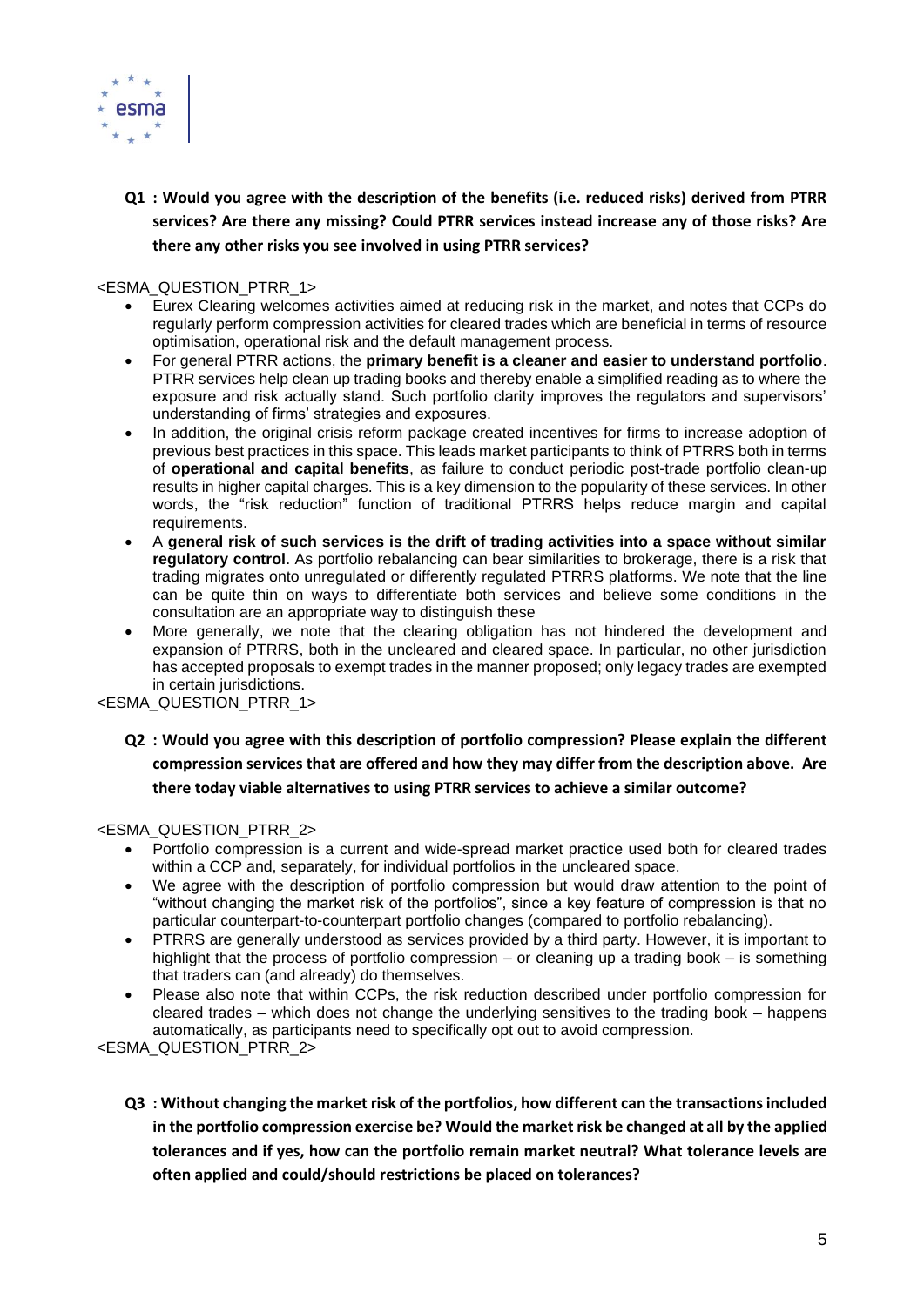**Q1 : Would you agree with the description of the benefits (i.e. reduced risks) derived from PTRR services? Are there any missing? Could PTRR services instead increase any of those risks? Are there any other risks you see involved in using PTRR services?**

<ESMA_QUESTION_PTRR_1>

- Eurex Clearing welcomes activities aimed at reducing risk in the market, and notes that CCPs do regularly perform compression activities for cleared trades which are beneficial in terms of resource optimisation, operational risk and the default management process.
- For general PTRR actions, the **primary benefit is a cleaner and easier to understand portfolio**. PTRR services help clean up trading books and thereby enable a simplified reading as to where the exposure and risk actually stand. Such portfolio clarity improves the regulators and supervisors' understanding of firms' strategies and exposures.
- In addition, the original crisis reform package created incentives for firms to increase adoption of previous best practices in this space. This leads market participants to think of PTRRS both in terms of **operational and capital benefits**, as failure to conduct periodic post-trade portfolio clean-up results in higher capital charges. This is a key dimension to the popularity of these services. In other words, the "risk reduction" function of traditional PTRRS helps reduce margin and capital requirements.
- A **general risk of such services is the drift of trading activities into a space without similar regulatory control**. As portfolio rebalancing can bear similarities to brokerage, there is a risk that trading migrates onto unregulated or differently regulated PTRRS platforms. We note that the line can be quite thin on ways to differentiate both services and believe some conditions in the consultation are an appropriate way to distinguish these
- More generally, we note that the clearing obligation has not hindered the development and expansion of PTRRS, both in the uncleared and cleared space. In particular, no other jurisdiction has accepted proposals to exempt trades in the manner proposed; only legacy trades are exempted in certain jurisdictions.

<ESMA_QUESTION_PTRR_1>

**Q2 : Would you agree with this description of portfolio compression? Please explain the different compression services that are offered and how they may differ from the description above. Are there today viable alternatives to using PTRR services to achieve a similar outcome?**

<ESMA_QUESTION_PTRR_2>

- Portfolio compression is a current and wide-spread market practice used both for cleared trades within a CCP and, separately, for individual portfolios in the uncleared space.
- We agree with the description of portfolio compression but would draw attention to the point of "without changing the market risk of the portfolios", since a key feature of compression is that no particular counterpart-to-counterpart portfolio changes (compared to portfolio rebalancing).
- PTRRS are generally understood as services provided by a third party. However, it is important to highlight that the process of portfolio compression – or cleaning up a trading book – is something that traders can (and already) do themselves.
- Please also note that within CCPs, the risk reduction described under portfolio compression for cleared trades – which does not change the underlying sensitives to the trading book – happens automatically, as participants need to specifically opt out to avoid compression.

<ESMA_QUESTION_PTRR_2>

**Q3 : Without changing the market risk of the portfolios, how different can the transactions included in the portfolio compression exercise be? Would the market risk be changed at all by the applied tolerances and if yes, how can the portfolio remain market neutral? What tolerance levels are often applied and could/should restrictions be placed on tolerances?**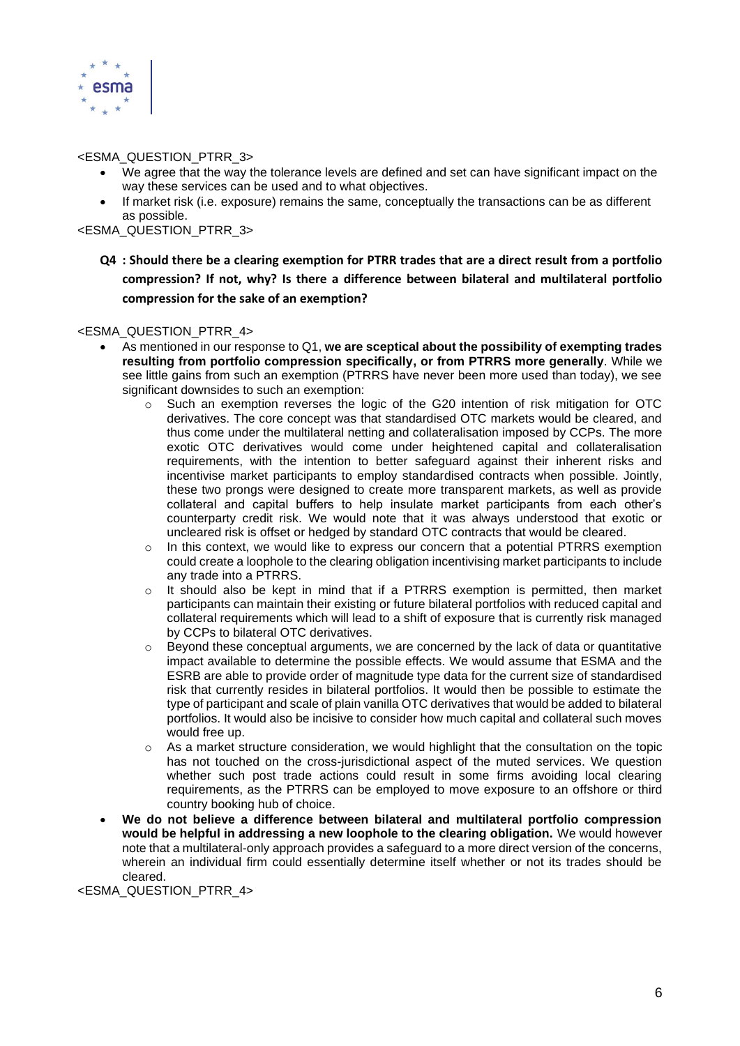<ESMA_QUESTION_PTRR_3>

- We agree that the way the tolerance levels are defined and set can have significant impact on the way these services can be used and to what objectives.
- If market risk (i.e. exposure) remains the same, conceptually the transactions can be as different as possible.

<ESMA_QUESTION_PTRR_3>

**Q4 : Should there be a clearing exemption for PTRR trades that are a direct result from a portfolio compression? If not, why? Is there a difference between bilateral and multilateral portfolio compression for the sake of an exemption?**

<ESMA_QUESTION_PTRR_4>

- As mentioned in our response to Q1, **we are sceptical about the possibility of exempting trades resulting from portfolio compression specifically, or from PTRRS more generally**. While we see little gains from such an exemption (PTRRS have never been more used than today), we see significant downsides to such an exemption:
  - Such an exemption reverses the logic of the G20 intention of risk mitigation for OTC derivatives. The core concept was that standardised OTC markets would be cleared, and thus come under the multilateral netting and collateralisation imposed by CCPs. The more exotic OTC derivatives would come under heightened capital and collateralisation requirements, with the intention to better safeguard against their inherent risks and incentivise market participants to employ standardised contracts when possible. Jointly, these two prongs were designed to create more transparent markets, as well as provide collateral and capital buffers to help insulate market participants from each other's counterparty credit risk. We would note that it was always understood that exotic or uncleared risk is offset or hedged by standard OTC contracts that would be cleared.
  - In this context, we would like to express our concern that a potential PTRRS exemption could create a loophole to the clearing obligation incentivising market participants to include any trade into a PTRRS.
  - It should also be kept in mind that if a PTRRS exemption is permitted, then market participants can maintain their existing or future bilateral portfolios with reduced capital and collateral requirements which will lead to a shift of exposure that is currently risk managed by CCPs to bilateral OTC derivatives.
  - Beyond these conceptual arguments, we are concerned by the lack of data or quantitative impact available to determine the possible effects. We would assume that ESMA and the ESRB are able to provide order of magnitude type data for the current size of standardised risk that currently resides in bilateral portfolios. It would then be possible to estimate the type of participant and scale of plain vanilla OTC derivatives that would be added to bilateral portfolios. It would also be incisive to consider how much capital and collateral such moves would free up.
  - As a market structure consideration, we would highlight that the consultation on the topic has not touched on the cross-jurisdictional aspect of the muted services. We question whether such post trade actions could result in some firms avoiding local clearing requirements, as the PTRRS can be employed to move exposure to an offshore or third country booking hub of choice.
- **We do not believe a difference between bilateral and multilateral portfolio compression would be helpful in addressing a new loophole to the clearing obligation.** We would however note that a multilateral-only approach provides a safeguard to a more direct version of the concerns, wherein an individual firm could essentially determine itself whether or not its trades should be cleared.

<ESMA_QUESTION_PTRR_4>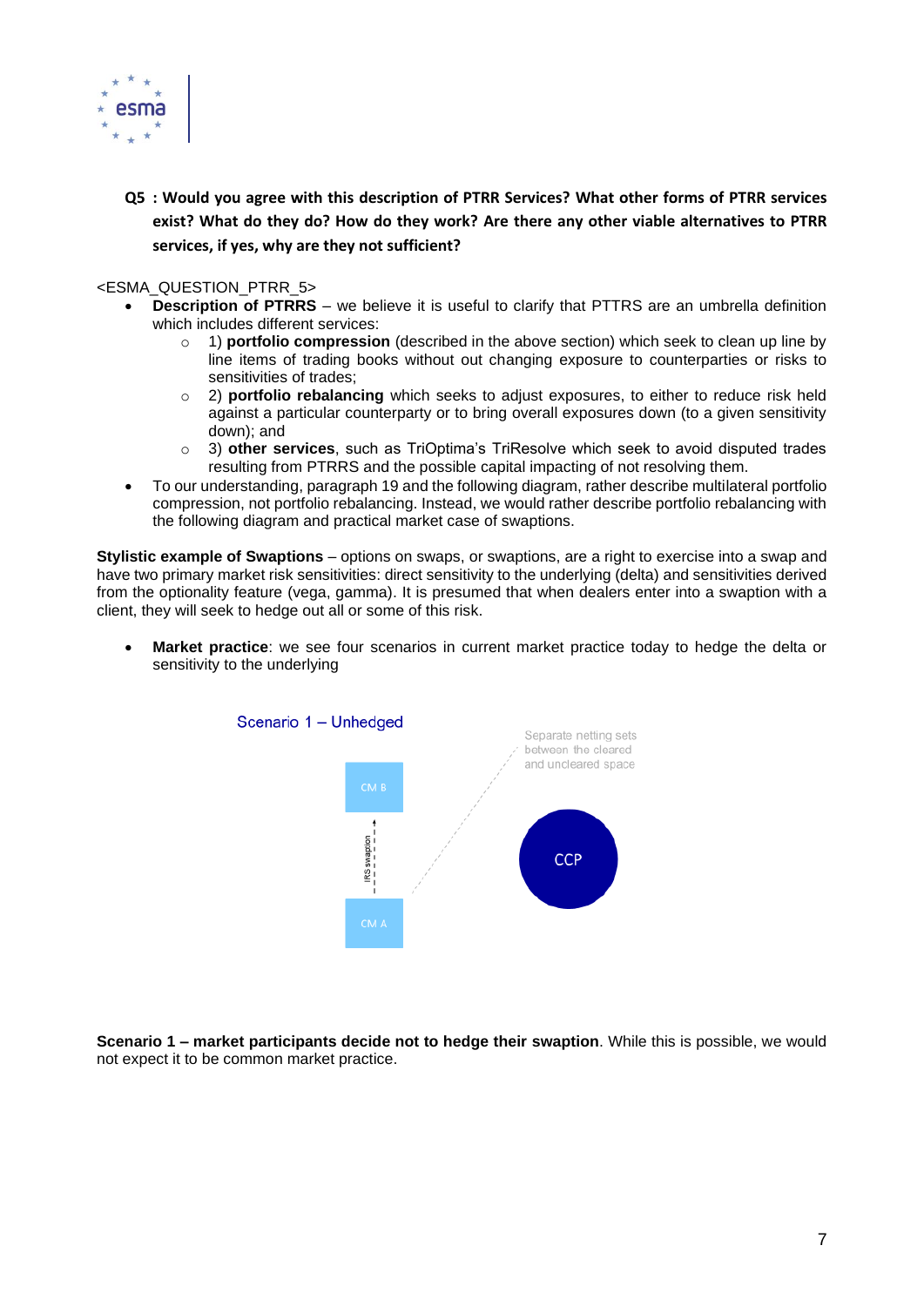**Q5 : Would you agree with this description of PTRR Services? What other forms of PTRR services exist? What do they do? How do they work? Are there any other viable alternatives to PTRR services, if yes, why are they not sufficient?**

<ESMA_QUESTION_PTRR_5>

- **Description of PTRRS** – we believe it is useful to clarify that PTTRS are an umbrella definition which includes different services:
  - 1) **portfolio compression** (described in the above section) which seek to clean up line by line items of trading books without out changing exposure to counterparties or risks to sensitivities of trades;
  - 2) **portfolio rebalancing** which seeks to adjust exposures, to either to reduce risk held against a particular counterparty or to bring overall exposures down (to a given sensitivity down); and
  - 3) **other services**, such as TriOptima's TriResolve which seek to avoid disputed trades resulting from PTRRS and the possible capital impacting of not resolving them.
- To our understanding, paragraph 19 and the following diagram, rather describe multilateral portfolio compression, not portfolio rebalancing. Instead, we would rather describe portfolio rebalancing with the following diagram and practical market case of swaptions.

**Stylistic example of Swaptions** – options on swaps, or swaptions, are a right to exercise into a swap and have two primary market risk sensitivities: direct sensitivity to the underlying (delta) and sensitivities derived from the optionality feature (vega, gamma). It is presumed that when dealers enter into a swaption with a client, they will seek to hedge out all or some of this risk.

- **Market practice**: we see four scenarios in current market practice today to hedge the delta or sensitivity to the underlying

Scenario 1 – Unhedged

CM B

IRS swaption

CM A

Separate netting sets between the cleared and uncleared space

CCP

**Scenario 1 – market participants decide not to hedge their swaption**. While this is possible, we would not expect it to be common market practice.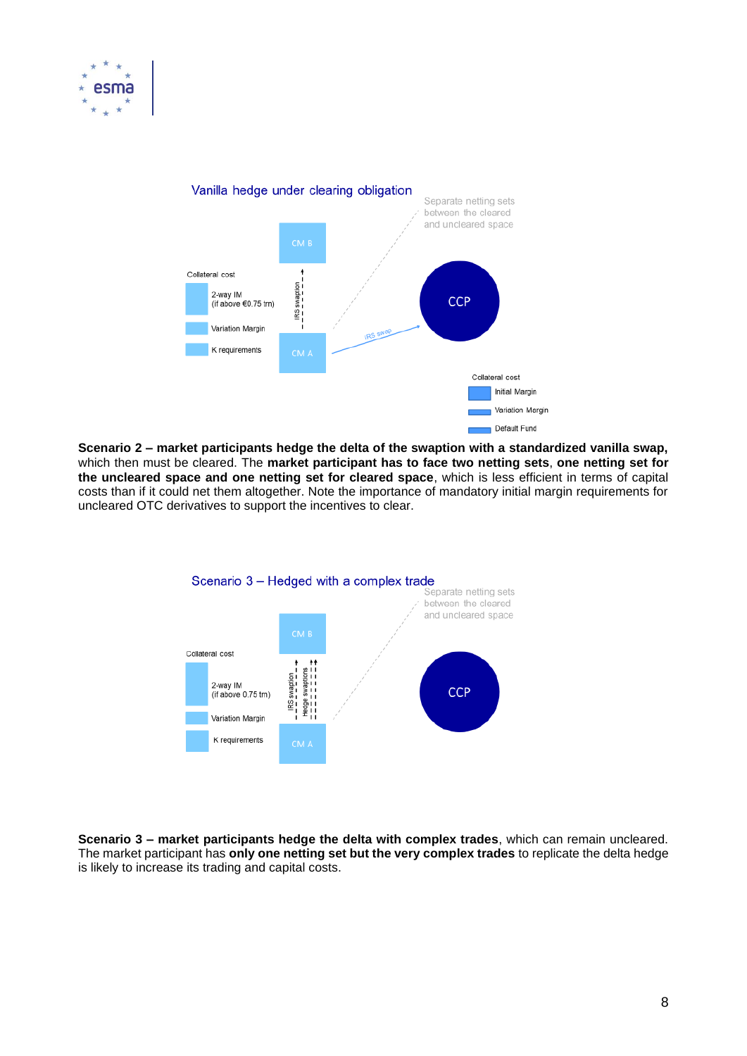Vanilla hedge under clearing obligation

Separate netting sets between the cleared and uncleared space

Collateral cost
- 2-way IM (if above €0.75 trn)
- Variation Margin
- K requirements

CM B — IRS swaption — CM A — IRS swap — CCP

Collateral cost
- Initial Margin
- Variation Margin
- Default Fund

**Scenario 2 – market participants hedge the delta of the swaption with a standardized vanilla swap,** which then must be cleared. The **market participant has to face two netting sets**, **one netting set for the uncleared space and one netting set for cleared space**, which is less efficient in terms of capital costs than if it could net them altogether. Note the importance of mandatory initial margin requirements for uncleared OTC derivatives to support the incentives to clear.

Scenario 3 – Hedged with a complex trade

Separate netting sets between the cleared and uncleared space

Collateral cost
- 2-way IM (if above 0.75 trn)
- Variation Margin
- K requirements

CM B — IRS swaption, Hedge swaptions — CM A

CCP

**Scenario 3 – market participants hedge the delta with complex trades**, which can remain uncleared. The market participant has **only one netting set but the very complex trades** to replicate the delta hedge is likely to increase its trading and capital costs.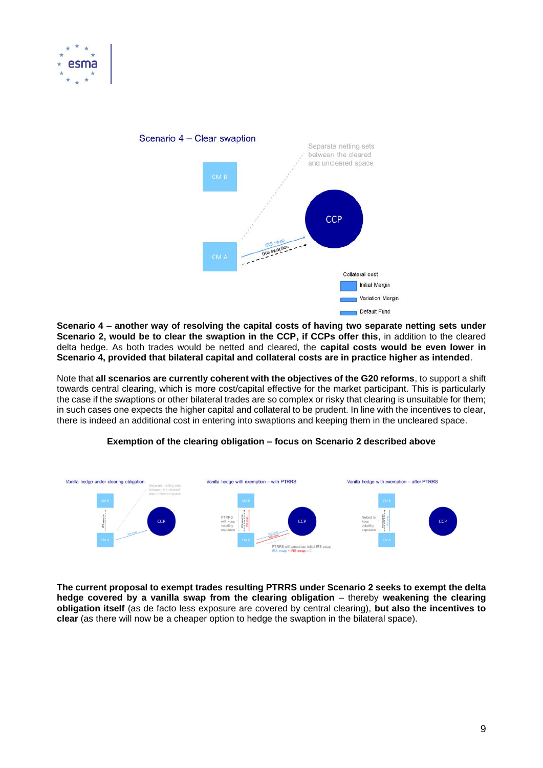Scenario 4 – Clear swaption

**Scenario 4** – **another way of resolving the capital costs of having two separate netting sets under Scenario 2, would be to clear the swaption in the CCP, if CCPs offer this**, in addition to the cleared delta hedge. As both trades would be netted and cleared, the **capital costs would be even lower in Scenario 4, provided that bilateral capital and collateral costs are in practice higher as intended**.

Note that **all scenarios are currently coherent with the objectives of the G20 reforms**, to support a shift towards central clearing, which is more cost/capital effective for the market participant. This is particularly the case if the swaptions or other bilateral trades are so complex or risky that clearing is unsuitable for them; in such cases one expects the higher capital and collateral to be prudent. In line with the incentives to clear, there is indeed an additional cost in entering into swaptions and keeping them in the uncleared space.

**Exemption of the clearing obligation – focus on Scenario 2 described above**

**The current proposal to exempt trades resulting PTRRS under Scenario 2 seeks to exempt the delta hedge covered by a vanilla swap from the clearing obligation** – thereby **weakening the clearing obligation itself** (as de facto less exposure are covered by central clearing), **but also the incentives to clear** (as there will now be a cheaper option to hedge the swaption in the bilateral space).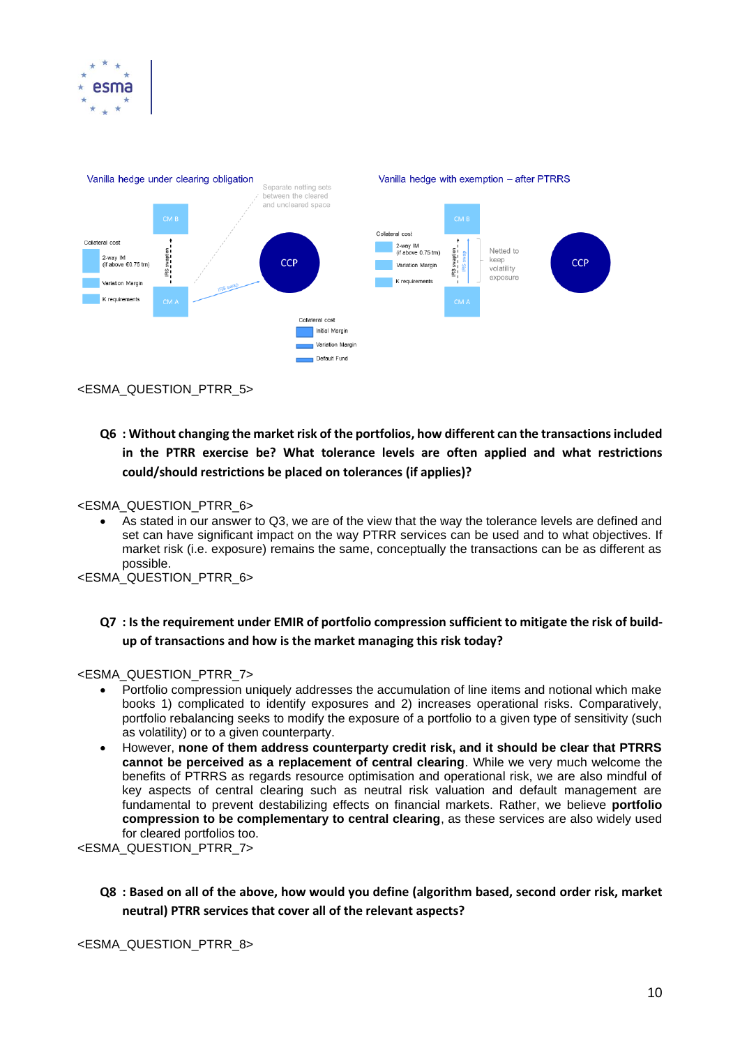Vanilla hedge under clearing obligation

Vanilla hedge with exemption – after PTRRS

<ESMA_QUESTION_PTRR_5>

**Q6 : Without changing the market risk of the portfolios, how different can the transactions included in the PTRR exercise be? What tolerance levels are often applied and what restrictions could/should restrictions be placed on tolerances (if applies)?**

<ESMA_QUESTION_PTRR_6>

- As stated in our answer to Q3, we are of the view that the way the tolerance levels are defined and set can have significant impact on the way PTRR services can be used and to what objectives. If market risk (i.e. exposure) remains the same, conceptually the transactions can be as different as possible.

<ESMA_QUESTION_PTRR_6>

**Q7 : Is the requirement under EMIR of portfolio compression sufficient to mitigate the risk of build-up of transactions and how is the market managing this risk today?**

<ESMA_QUESTION_PTRR_7>

- Portfolio compression uniquely addresses the accumulation of line items and notional which make books 1) complicated to identify exposures and 2) increases operational risks. Comparatively, portfolio rebalancing seeks to modify the exposure of a portfolio to a given type of sensitivity (such as volatility) or to a given counterparty.
- However, **none of them address counterparty credit risk, and it should be clear that PTRRS cannot be perceived as a replacement of central clearing**. While we very much welcome the benefits of PTRRS as regards resource optimisation and operational risk, we are also mindful of key aspects of central clearing such as neutral risk valuation and default management are fundamental to prevent destabilizing effects on financial markets. Rather, we believe **portfolio compression to be complementary to central clearing**, as these services are also widely used for cleared portfolios too.

<ESMA_QUESTION_PTRR_7>

**Q8 : Based on all of the above, how would you define (algorithm based, second order risk, market neutral) PTRR services that cover all of the relevant aspects?**

<ESMA_QUESTION_PTRR_8>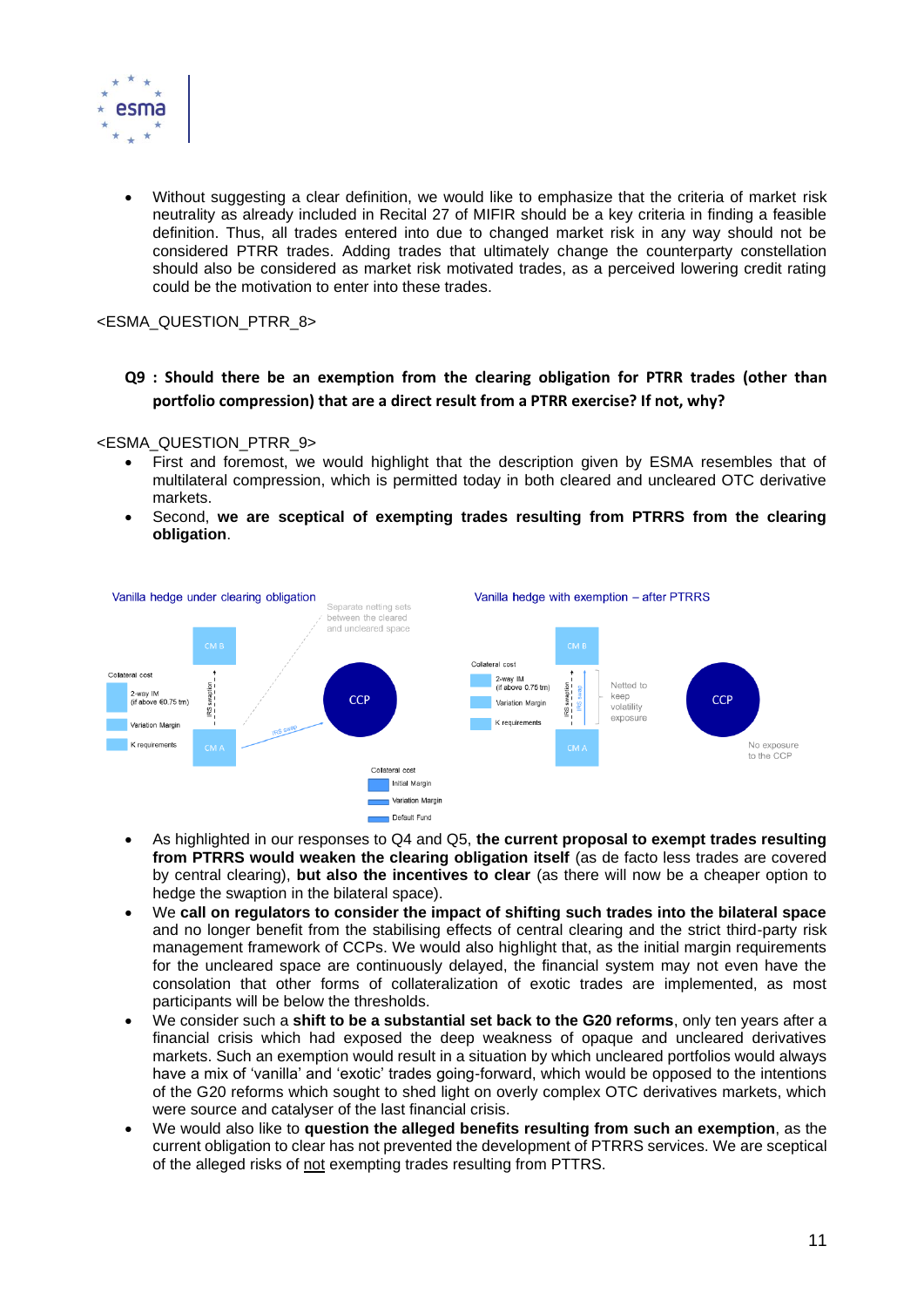- Without suggesting a clear definition, we would like to emphasize that the criteria of market risk neutrality as already included in Recital 27 of MIFIR should be a key criteria in finding a feasible definition. Thus, all trades entered into due to changed market risk in any way should not be considered PTRR trades. Adding trades that ultimately change the counterparty constellation should also be considered as market risk motivated trades, as a perceived lowering credit rating could be the motivation to enter into these trades.

<ESMA_QUESTION_PTRR_8>

**Q9 : Should there be an exemption from the clearing obligation for PTRR trades (other than portfolio compression) that are a direct result from a PTRR exercise? If not, why?**

<ESMA_QUESTION_PTRR_9>

- First and foremost, we would highlight that the description given by ESMA resembles that of multilateral compression, which is permitted today in both cleared and uncleared OTC derivative markets.
- Second, **we are sceptical of exempting trades resulting from PTRRS from the clearing obligation**.

Vanilla hedge under clearing obligation

Separate netting sets between the cleared and uncleared space

CM B

IRS swaption

CM A

IRS swap

CCP

Collateral cost: 2-way IM (if above €0.75 trn); Variation Margin; K requirements

Collateral cost: Initial Margin; Variation Margin; Default Fund

Vanilla hedge with exemption – after PTRRS

CM B

IRS swaption

IRS swap

CM A

Netted to keep volatility exposure

CCP

No exposure to the CCP

Collateral cost: 2-way IM (if above 0.75 trn); Variation Margin; K requirements

- As highlighted in our responses to Q4 and Q5, **the current proposal to exempt trades resulting from PTRRS would weaken the clearing obligation itself** (as de facto less trades are covered by central clearing), **but also the incentives to clear** (as there will now be a cheaper option to hedge the swaption in the bilateral space).
- We **call on regulators to consider the impact of shifting such trades into the bilateral space** and no longer benefit from the stabilising effects of central clearing and the strict third-party risk management framework of CCPs. We would also highlight that, as the initial margin requirements for the uncleared space are continuously delayed, the financial system may not even have the consolation that other forms of collateralization of exotic trades are implemented, as most participants will be below the thresholds.
- We consider such a **shift to be a substantial set back to the G20 reforms**, only ten years after a financial crisis which had exposed the deep weakness of opaque and uncleared derivatives markets. Such an exemption would result in a situation by which uncleared portfolios would always have a mix of 'vanilla' and 'exotic' trades going-forward, which would be opposed to the intentions of the G20 reforms which sought to shed light on overly complex OTC derivatives markets, which were source and catalyser of the last financial crisis.
- We would also like to **question the alleged benefits resulting from such an exemption**, as the current obligation to clear has not prevented the development of PTRRS services. We are sceptical of the alleged risks of not exempting trades resulting from PTTRS.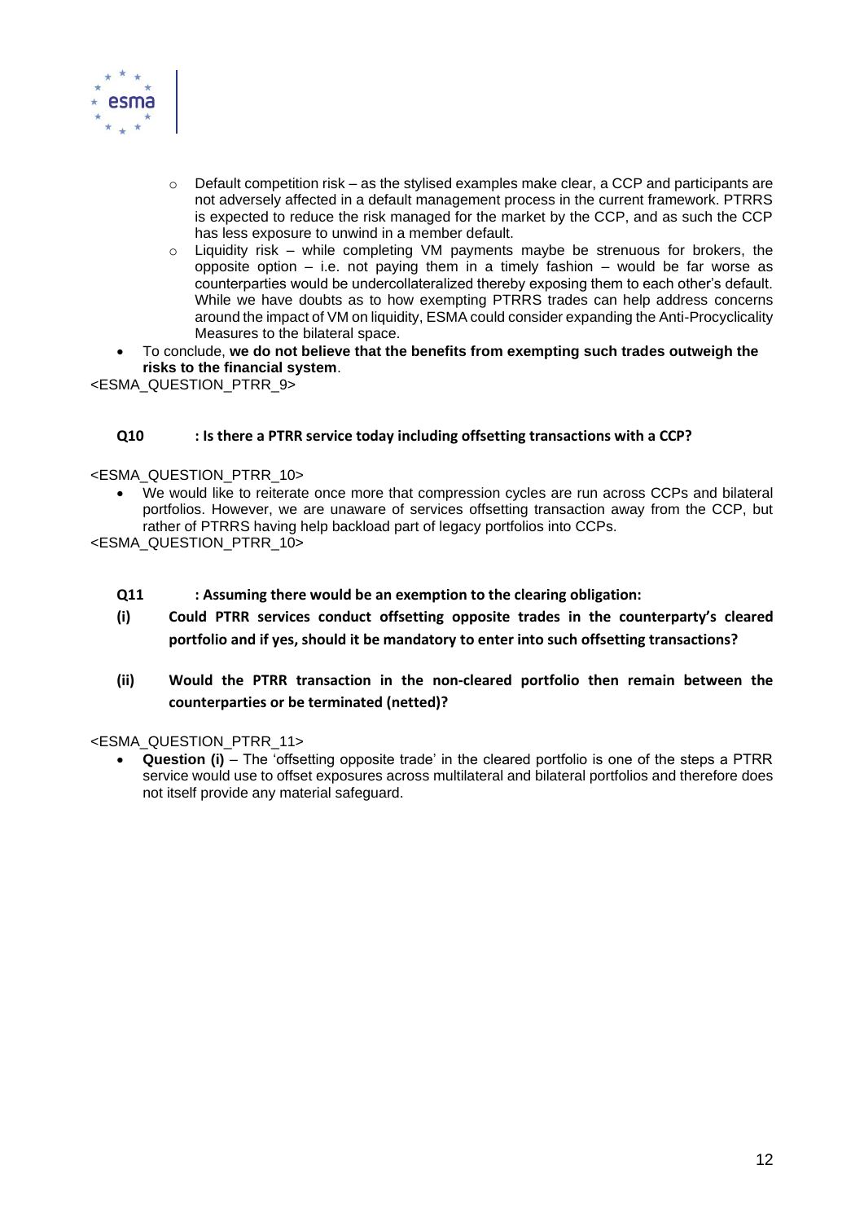- Default competition risk – as the stylised examples make clear, a CCP and participants are not adversely affected in a default management process in the current framework. PTRRS is expected to reduce the risk managed for the market by the CCP, and as such the CCP has less exposure to unwind in a member default.
    - Liquidity risk – while completing VM payments maybe be strenuous for brokers, the opposite option – i.e. not paying them in a timely fashion – would be far worse as counterparties would be undercollateralized thereby exposing them to each other's default. While we have doubts as to how exempting PTRRS trades can help address concerns around the impact of VM on liquidity, ESMA could consider expanding the Anti-Procyclicality Measures to the bilateral space.
- To conclude, **we do not believe that the benefits from exempting such trades outweigh the risks to the financial system**.

<ESMA_QUESTION_PTRR_9>

**Q10 : Is there a PTRR service today including offsetting transactions with a CCP?**

<ESMA_QUESTION_PTRR_10>

- We would like to reiterate once more that compression cycles are run across CCPs and bilateral portfolios. However, we are unaware of services offsetting transaction away from the CCP, but rather of PTRRS having help backload part of legacy portfolios into CCPs.

<ESMA_QUESTION_PTRR_10>

**Q11 : Assuming there would be an exemption to the clearing obligation:**

**(i) Could PTRR services conduct offsetting opposite trades in the counterparty's cleared portfolio and if yes, should it be mandatory to enter into such offsetting transactions?**

**(ii) Would the PTRR transaction in the non-cleared portfolio then remain between the counterparties or be terminated (netted)?**

<ESMA_QUESTION_PTRR_11>

- **Question (i)** – The 'offsetting opposite trade' in the cleared portfolio is one of the steps a PTRR service would use to offset exposures across multilateral and bilateral portfolios and therefore does not itself provide any material safeguard.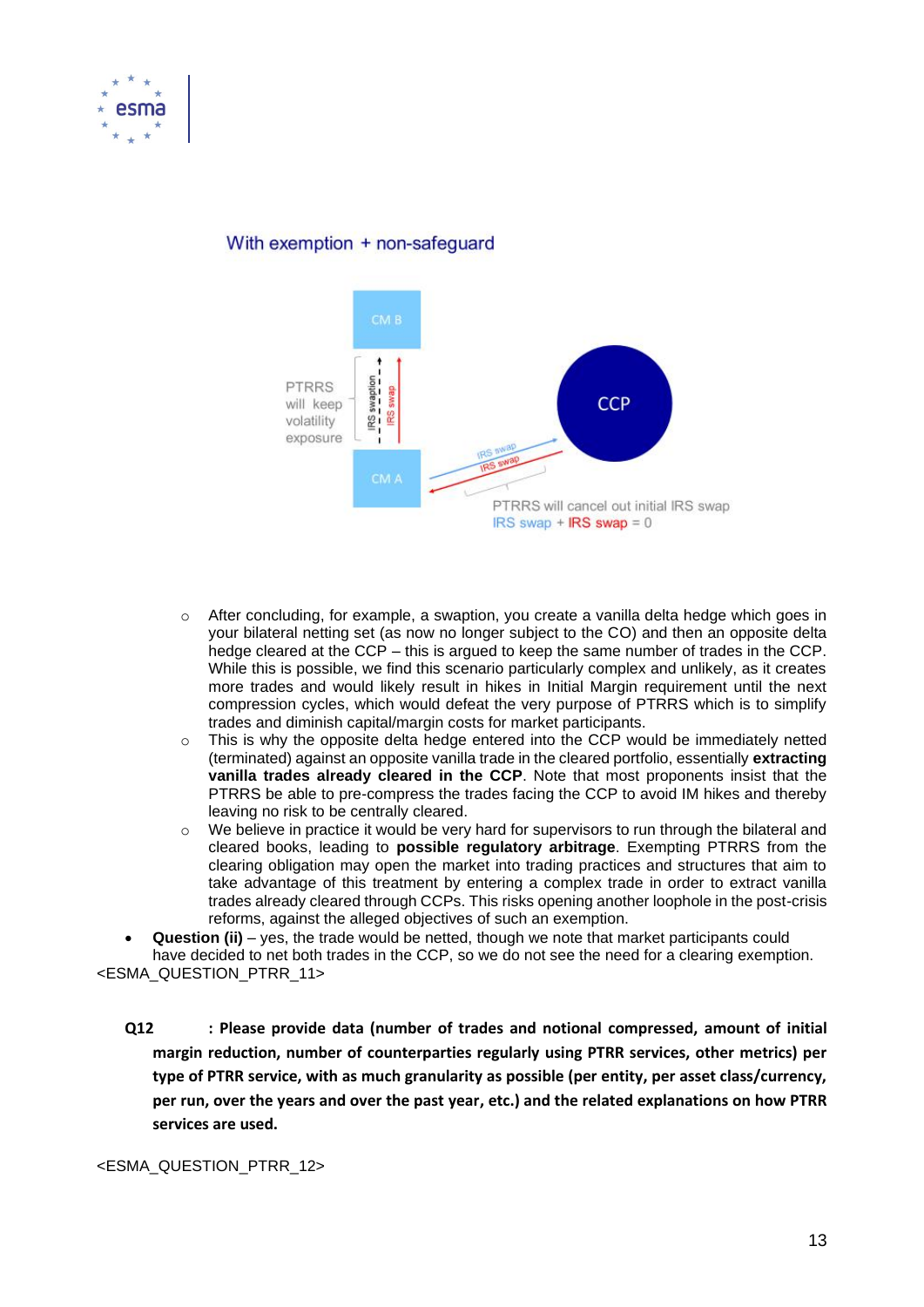With exemption + non-safeguard

CM B

PTRRS will keep volatility exposure

IRS swaption

IRS swap

CM A

CCP

IRS swap

IRS swap

PTRRS will cancel out initial IRS swap
IRS swap + IRS swap = 0

- After concluding, for example, a swaption, you create a vanilla delta hedge which goes in your bilateral netting set (as now no longer subject to the CO) and then an opposite delta hedge cleared at the CCP – this is argued to keep the same number of trades in the CCP. While this is possible, we find this scenario particularly complex and unlikely, as it creates more trades and would likely result in hikes in Initial Margin requirement until the next compression cycles, which would defeat the very purpose of PTRRS which is to simplify trades and diminish capital/margin costs for market participants.
- This is why the opposite delta hedge entered into the CCP would be immediately netted (terminated) against an opposite vanilla trade in the cleared portfolio, essentially **extracting vanilla trades already cleared in the CCP**. Note that most proponents insist that the PTRRS be able to pre-compress the trades facing the CCP to avoid IM hikes and thereby leaving no risk to be centrally cleared.
- We believe in practice it would be very hard for supervisors to run through the bilateral and cleared books, leading to **possible regulatory arbitrage**. Exempting PTRRS from the clearing obligation may open the market into trading practices and structures that aim to take advantage of this treatment by entering a complex trade in order to extract vanilla trades already cleared through CCPs. This risks opening another loophole in the post-crisis reforms, against the alleged objectives of such an exemption.

- **Question (ii)** – yes, the trade would be netted, though we note that market participants could have decided to net both trades in the CCP, so we do not see the need for a clearing exemption.

<ESMA_QUESTION_PTRR_11>

**Q12 : Please provide data (number of trades and notional compressed, amount of initial margin reduction, number of counterparties regularly using PTRR services, other metrics) per type of PTRR service, with as much granularity as possible (per entity, per asset class/currency, per run, over the years and over the past year, etc.) and the related explanations on how PTRR services are used.**

<ESMA_QUESTION_PTRR_12>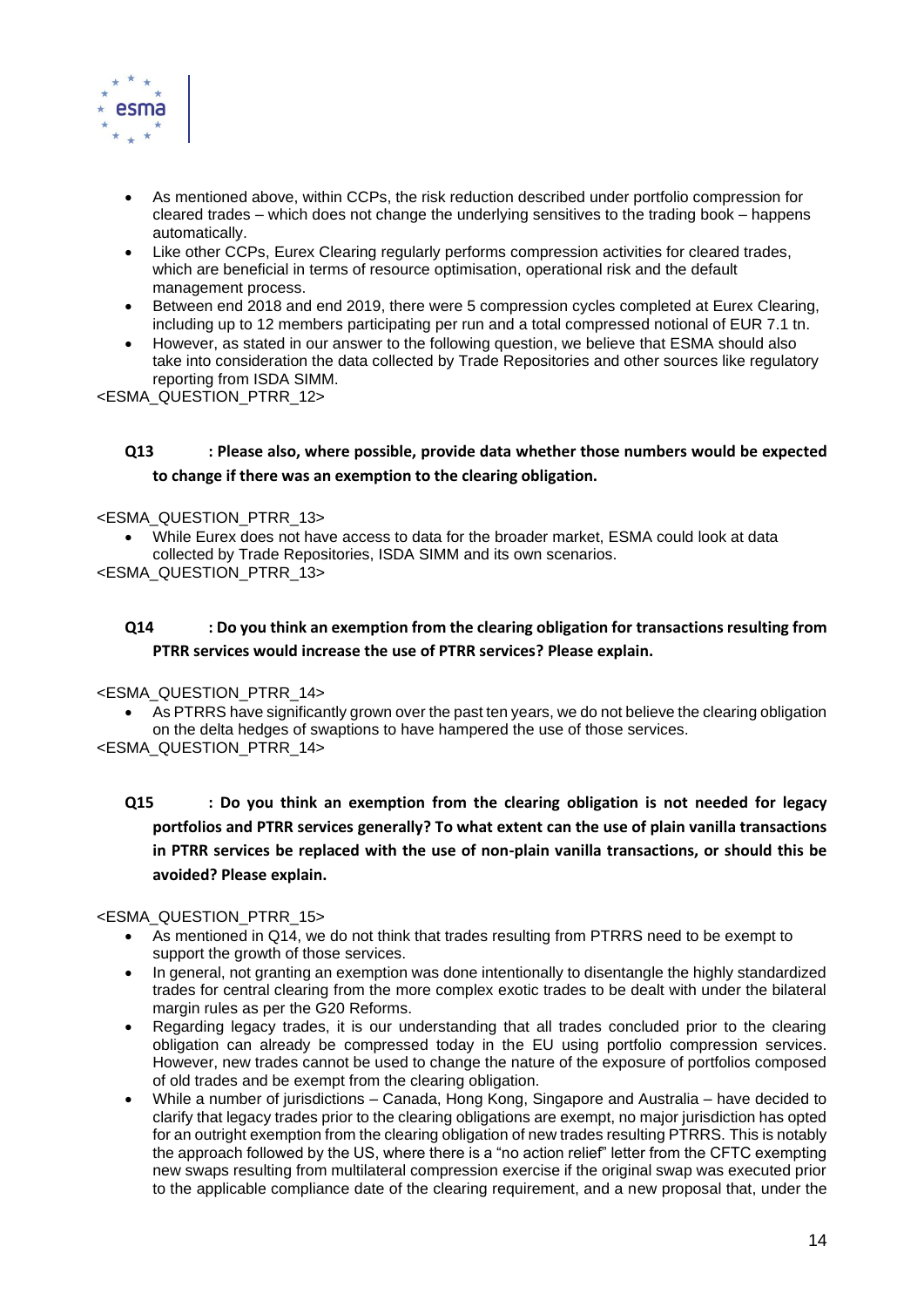- As mentioned above, within CCPs, the risk reduction described under portfolio compression for cleared trades – which does not change the underlying sensitives to the trading book – happens automatically.
- Like other CCPs, Eurex Clearing regularly performs compression activities for cleared trades, which are beneficial in terms of resource optimisation, operational risk and the default management process.
- Between end 2018 and end 2019, there were 5 compression cycles completed at Eurex Clearing, including up to 12 members participating per run and a total compressed notional of EUR 7.1 tn.
- However, as stated in our answer to the following question, we believe that ESMA should also take into consideration the data collected by Trade Repositories and other sources like regulatory reporting from ISDA SIMM.

<ESMA_QUESTION_PTRR_12>

**Q13 : Please also, where possible, provide data whether those numbers would be expected to change if there was an exemption to the clearing obligation.**

<ESMA_QUESTION_PTRR_13>

- While Eurex does not have access to data for the broader market, ESMA could look at data collected by Trade Repositories, ISDA SIMM and its own scenarios.

<ESMA_QUESTION_PTRR_13>

**Q14 : Do you think an exemption from the clearing obligation for transactions resulting from PTRR services would increase the use of PTRR services? Please explain.**

<ESMA_QUESTION_PTRR_14>

- As PTRRS have significantly grown over the past ten years, we do not believe the clearing obligation on the delta hedges of swaptions to have hampered the use of those services.

<ESMA_QUESTION_PTRR_14>

**Q15 : Do you think an exemption from the clearing obligation is not needed for legacy portfolios and PTRR services generally? To what extent can the use of plain vanilla transactions in PTRR services be replaced with the use of non-plain vanilla transactions, or should this be avoided? Please explain.**

<ESMA_QUESTION_PTRR_15>

- As mentioned in Q14, we do not think that trades resulting from PTRRS need to be exempt to support the growth of those services.
- In general, not granting an exemption was done intentionally to disentangle the highly standardized trades for central clearing from the more complex exotic trades to be dealt with under the bilateral margin rules as per the G20 Reforms.
- Regarding legacy trades, it is our understanding that all trades concluded prior to the clearing obligation can already be compressed today in the EU using portfolio compression services. However, new trades cannot be used to change the nature of the exposure of portfolios composed of old trades and be exempt from the clearing obligation.
- While a number of jurisdictions – Canada, Hong Kong, Singapore and Australia – have decided to clarify that legacy trades prior to the clearing obligations are exempt, no major jurisdiction has opted for an outright exemption from the clearing obligation of new trades resulting PTRRS. This is notably the approach followed by the US, where there is a "no action relief" letter from the CFTC exempting new swaps resulting from multilateral compression exercise if the original swap was executed prior to the applicable compliance date of the clearing requirement, and a new proposal that, under the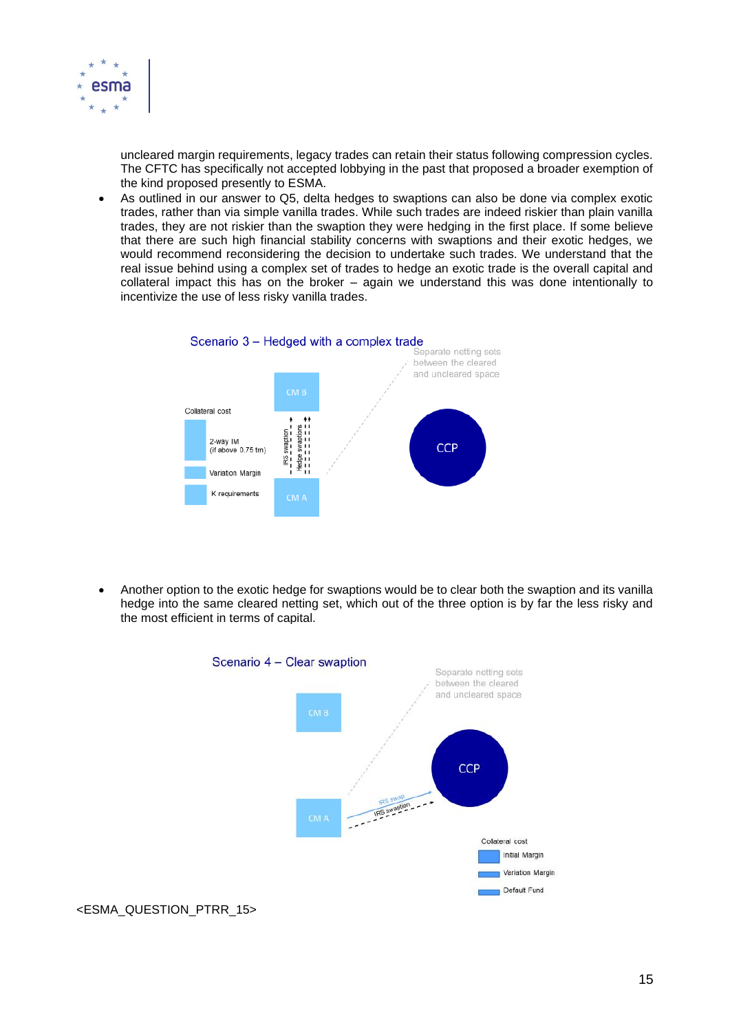uncleared margin requirements, legacy trades can retain their status following compression cycles. The CFTC has specifically not accepted lobbying in the past that proposed a broader exemption of the kind proposed presently to ESMA.

- As outlined in our answer to Q5, delta hedges to swaptions can also be done via complex exotic trades, rather than via simple vanilla trades. While such trades are indeed riskier than plain vanilla trades, they are not riskier than the swaption they were hedging in the first place. If some believe that there are such high financial stability concerns with swaptions and their exotic hedges, we would recommend reconsidering the decision to undertake such trades. We understand that the real issue behind using a complex set of trades to hedge an exotic trade is the overall capital and collateral impact this has on the broker – again we understand this was done intentionally to incentivize the use of less risky vanilla trades.

Scenario 3 – Hedged with a complex trade

Separate netting sets between the cleared and uncleared space

CM B

CCP

CM A

IRS swaption

Hedge swaptions

Collateral cost

2-way IM (if above 0.75 trn)

Variation Margin

K requirements

- Another option to the exotic hedge for swaptions would be to clear both the swaption and its vanilla hedge into the same cleared netting set, which out of the three option is by far the less risky and the most efficient in terms of capital.

Scenario 4 – Clear swaption

Separate netting sets between the cleared and uncleared space

CM B

CCP

CM A

IRS swap

IRS swaption

Colateral cost

Initial Margin

Variation Margin

Default Fund

<ESMA_QUESTION_PTRR_15>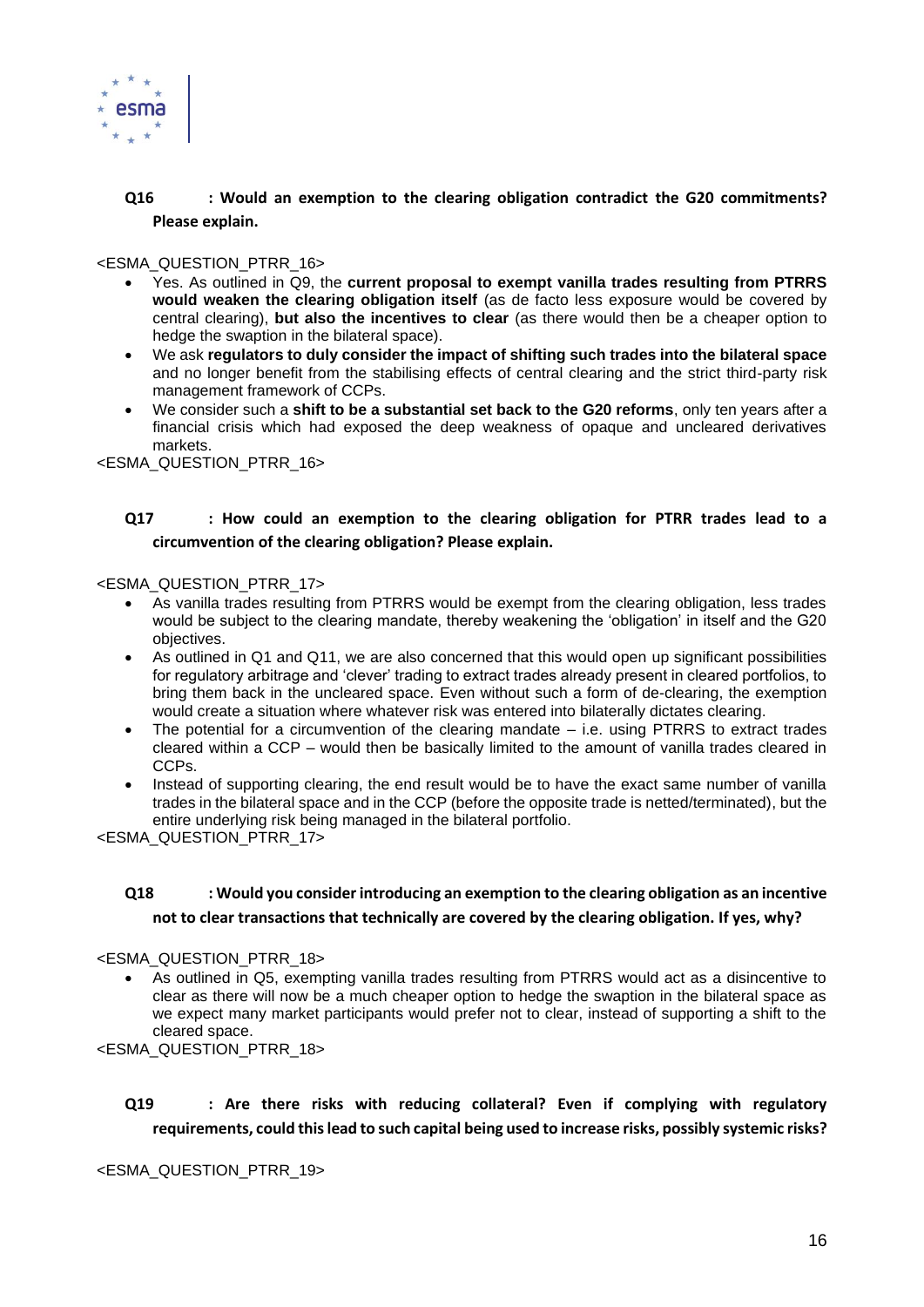**Q16 : Would an exemption to the clearing obligation contradict the G20 commitments? Please explain.**

<ESMA_QUESTION_PTRR_16>

- Yes. As outlined in Q9, the **current proposal to exempt vanilla trades resulting from PTRRS would weaken the clearing obligation itself** (as de facto less exposure would be covered by central clearing), **but also the incentives to clear** (as there would then be a cheaper option to hedge the swaption in the bilateral space).
- We ask **regulators to duly consider the impact of shifting such trades into the bilateral space** and no longer benefit from the stabilising effects of central clearing and the strict third-party risk management framework of CCPs.
- We consider such a **shift to be a substantial set back to the G20 reforms**, only ten years after a financial crisis which had exposed the deep weakness of opaque and uncleared derivatives markets.

<ESMA_QUESTION_PTRR_16>

**Q17 : How could an exemption to the clearing obligation for PTRR trades lead to a circumvention of the clearing obligation? Please explain.**

<ESMA_QUESTION_PTRR_17>

- As vanilla trades resulting from PTRRS would be exempt from the clearing obligation, less trades would be subject to the clearing mandate, thereby weakening the 'obligation' in itself and the G20 objectives.
- As outlined in Q1 and Q11, we are also concerned that this would open up significant possibilities for regulatory arbitrage and 'clever' trading to extract trades already present in cleared portfolios, to bring them back in the uncleared space. Even without such a form of de-clearing, the exemption would create a situation where whatever risk was entered into bilaterally dictates clearing.
- The potential for a circumvention of the clearing mandate – i.e. using PTRRS to extract trades cleared within a CCP – would then be basically limited to the amount of vanilla trades cleared in CCPs.
- Instead of supporting clearing, the end result would be to have the exact same number of vanilla trades in the bilateral space and in the CCP (before the opposite trade is netted/terminated), but the entire underlying risk being managed in the bilateral portfolio.

<ESMA_QUESTION_PTRR_17>

**Q18 : Would you consider introducing an exemption to the clearing obligation as an incentive not to clear transactions that technically are covered by the clearing obligation. If yes, why?**

<ESMA_QUESTION_PTRR_18>

- As outlined in Q5, exempting vanilla trades resulting from PTRRS would act as a disincentive to clear as there will now be a much cheaper option to hedge the swaption in the bilateral space as we expect many market participants would prefer not to clear, instead of supporting a shift to the cleared space.

<ESMA_QUESTION_PTRR_18>

**Q19 : Are there risks with reducing collateral? Even if complying with regulatory requirements, could this lead to such capital being used to increase risks, possibly systemic risks?**

<ESMA_QUESTION_PTRR_19>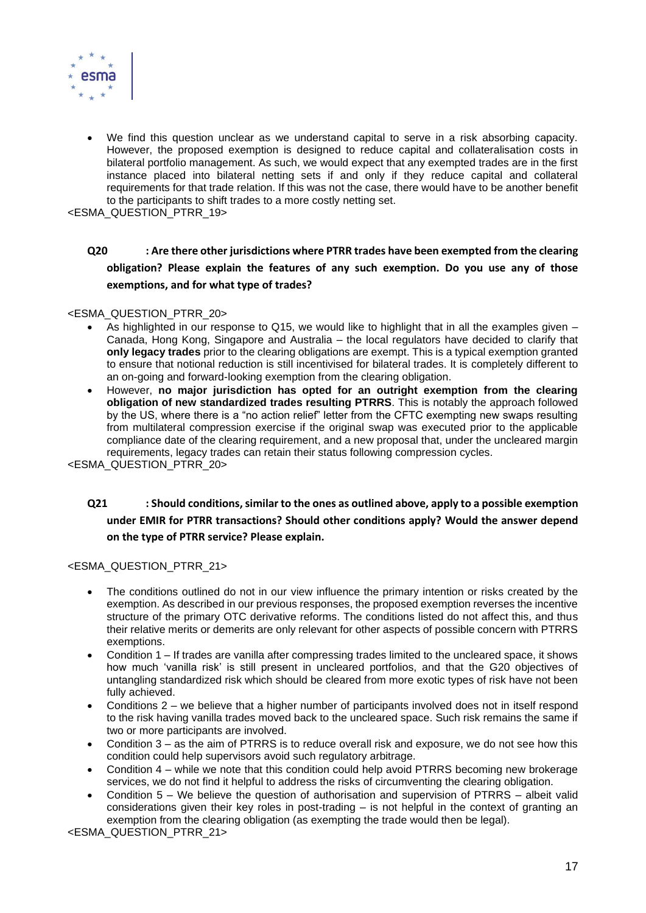- We find this question unclear as we understand capital to serve in a risk absorbing capacity. However, the proposed exemption is designed to reduce capital and collateralisation costs in bilateral portfolio management. As such, we would expect that any exempted trades are in the first instance placed into bilateral netting sets if and only if they reduce capital and collateral requirements for that trade relation. If this was not the case, there would have to be another benefit to the participants to shift trades to a more costly netting set.

<ESMA_QUESTION_PTRR_19>

**Q20 : Are there other jurisdictions where PTRR trades have been exempted from the clearing obligation? Please explain the features of any such exemption. Do you use any of those exemptions, and for what type of trades?**

<ESMA_QUESTION_PTRR_20>

- As highlighted in our response to Q15, we would like to highlight that in all the examples given – Canada, Hong Kong, Singapore and Australia – the local regulators have decided to clarify that **only legacy trades** prior to the clearing obligations are exempt. This is a typical exemption granted to ensure that notional reduction is still incentivised for bilateral trades. It is completely different to an on-going and forward-looking exemption from the clearing obligation.
- However, **no major jurisdiction has opted for an outright exemption from the clearing obligation of new standardized trades resulting PTRRS**. This is notably the approach followed by the US, where there is a "no action relief" letter from the CFTC exempting new swaps resulting from multilateral compression exercise if the original swap was executed prior to the applicable compliance date of the clearing requirement, and a new proposal that, under the uncleared margin requirements, legacy trades can retain their status following compression cycles.

<ESMA_QUESTION_PTRR_20>

**Q21 : Should conditions, similar to the ones as outlined above, apply to a possible exemption under EMIR for PTRR transactions? Should other conditions apply? Would the answer depend on the type of PTRR service? Please explain.**

<ESMA_QUESTION_PTRR_21>

- The conditions outlined do not in our view influence the primary intention or risks created by the exemption. As described in our previous responses, the proposed exemption reverses the incentive structure of the primary OTC derivative reforms. The conditions listed do not affect this, and thus their relative merits or demerits are only relevant for other aspects of possible concern with PTRRS exemptions.
- Condition 1 – If trades are vanilla after compressing trades limited to the uncleared space, it shows how much 'vanilla risk' is still present in uncleared portfolios, and that the G20 objectives of untangling standardized risk which should be cleared from more exotic types of risk have not been fully achieved.
- Conditions 2 – we believe that a higher number of participants involved does not in itself respond to the risk having vanilla trades moved back to the uncleared space. Such risk remains the same if two or more participants are involved.
- Condition 3 – as the aim of PTRRS is to reduce overall risk and exposure, we do not see how this condition could help supervisors avoid such regulatory arbitrage.
- Condition 4 – while we note that this condition could help avoid PTRRS becoming new brokerage services, we do not find it helpful to address the risks of circumventing the clearing obligation.
- Condition 5 – We believe the question of authorisation and supervision of PTRRS – albeit valid considerations given their key roles in post-trading – is not helpful in the context of granting an exemption from the clearing obligation (as exempting the trade would then be legal).

<ESMA_QUESTION_PTRR_21>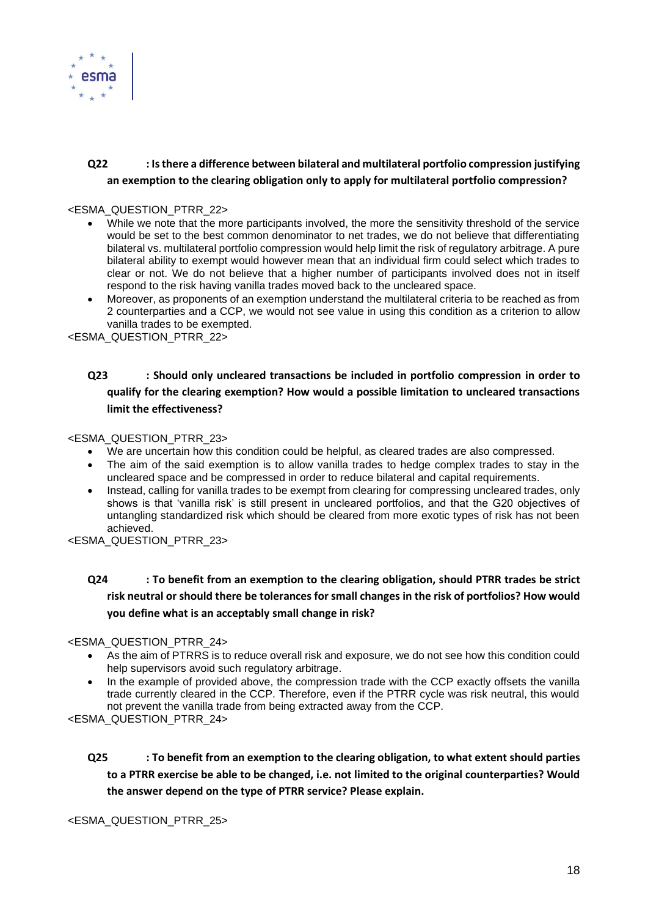## Q22 : Is there a difference between bilateral and multilateral portfolio compression justifying an exemption to the clearing obligation only to apply for multilateral portfolio compression?

<ESMA_QUESTION_PTRR_22>

- While we note that the more participants involved, the more the sensitivity threshold of the service would be set to the best common denominator to net trades, we do not believe that differentiating bilateral vs. multilateral portfolio compression would help limit the risk of regulatory arbitrage. A pure bilateral ability to exempt would however mean that an individual firm could select which trades to clear or not. We do not believe that a higher number of participants involved does not in itself respond to the risk having vanilla trades moved back to the uncleared space.
- Moreover, as proponents of an exemption understand the multilateral criteria to be reached as from 2 counterparties and a CCP, we would not see value in using this condition as a criterion to allow vanilla trades to be exempted.

<ESMA_QUESTION_PTRR_22>

## Q23 : Should only uncleared transactions be included in portfolio compression in order to qualify for the clearing exemption? How would a possible limitation to uncleared transactions limit the effectiveness?

<ESMA_QUESTION_PTRR_23>

- We are uncertain how this condition could be helpful, as cleared trades are also compressed.
- The aim of the said exemption is to allow vanilla trades to hedge complex trades to stay in the uncleared space and be compressed in order to reduce bilateral and capital requirements.
- Instead, calling for vanilla trades to be exempt from clearing for compressing uncleared trades, only shows is that 'vanilla risk' is still present in uncleared portfolios, and that the G20 objectives of untangling standardized risk which should be cleared from more exotic types of risk has not been achieved.

<ESMA_QUESTION_PTRR_23>

## Q24 : To benefit from an exemption to the clearing obligation, should PTRR trades be strict risk neutral or should there be tolerances for small changes in the risk of portfolios? How would you define what is an acceptably small change in risk?

<ESMA_QUESTION_PTRR_24>

- As the aim of PTRRS is to reduce overall risk and exposure, we do not see how this condition could help supervisors avoid such regulatory arbitrage.
- In the example of provided above, the compression trade with the CCP exactly offsets the vanilla trade currently cleared in the CCP. Therefore, even if the PTRR cycle was risk neutral, this would not prevent the vanilla trade from being extracted away from the CCP.

<ESMA_QUESTION_PTRR_24>

## Q25 : To benefit from an exemption to the clearing obligation, to what extent should parties to a PTRR exercise be able to be changed, i.e. not limited to the original counterparties? Would the answer depend on the type of PTRR service? Please explain.

<ESMA_QUESTION_PTRR_25>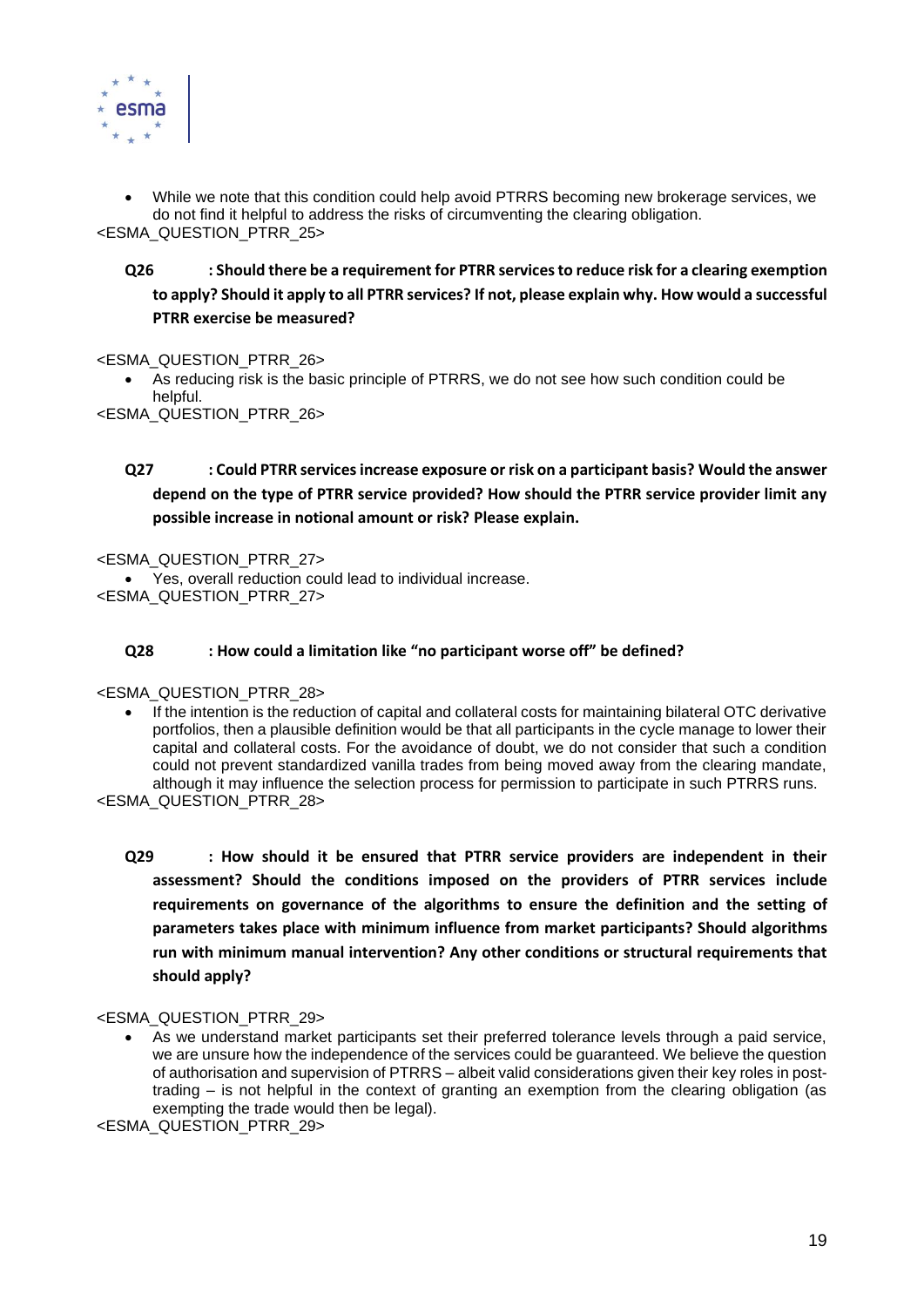- While we note that this condition could help avoid PTRRS becoming new brokerage services, we do not find it helpful to address the risks of circumventing the clearing obligation.

<ESMA_QUESTION_PTRR_25>

**Q26 : Should there be a requirement for PTRR services to reduce risk for a clearing exemption to apply? Should it apply to all PTRR services? If not, please explain why. How would a successful PTRR exercise be measured?**

<ESMA_QUESTION_PTRR_26>

- As reducing risk is the basic principle of PTRRS, we do not see how such condition could be helpful.

<ESMA_QUESTION_PTRR_26>

**Q27 : Could PTRR services increase exposure or risk on a participant basis? Would the answer depend on the type of PTRR service provided? How should the PTRR service provider limit any possible increase in notional amount or risk? Please explain.**

<ESMA_QUESTION_PTRR_27>

- Yes, overall reduction could lead to individual increase.

<ESMA_QUESTION_PTRR_27>

**Q28 : How could a limitation like "no participant worse off" be defined?**

<ESMA_QUESTION_PTRR_28>

- If the intention is the reduction of capital and collateral costs for maintaining bilateral OTC derivative portfolios, then a plausible definition would be that all participants in the cycle manage to lower their capital and collateral costs. For the avoidance of doubt, we do not consider that such a condition could not prevent standardized vanilla trades from being moved away from the clearing mandate, although it may influence the selection process for permission to participate in such PTRRS runs.

<ESMA_QUESTION_PTRR_28>

**Q29 : How should it be ensured that PTRR service providers are independent in their assessment? Should the conditions imposed on the providers of PTRR services include requirements on governance of the algorithms to ensure the definition and the setting of parameters takes place with minimum influence from market participants? Should algorithms run with minimum manual intervention? Any other conditions or structural requirements that should apply?**

<ESMA_QUESTION_PTRR_29>

- As we understand market participants set their preferred tolerance levels through a paid service, we are unsure how the independence of the services could be guaranteed. We believe the question of authorisation and supervision of PTRRS – albeit valid considerations given their key roles in post-trading – is not helpful in the context of granting an exemption from the clearing obligation (as exempting the trade would then be legal).

<ESMA_QUESTION_PTRR_29>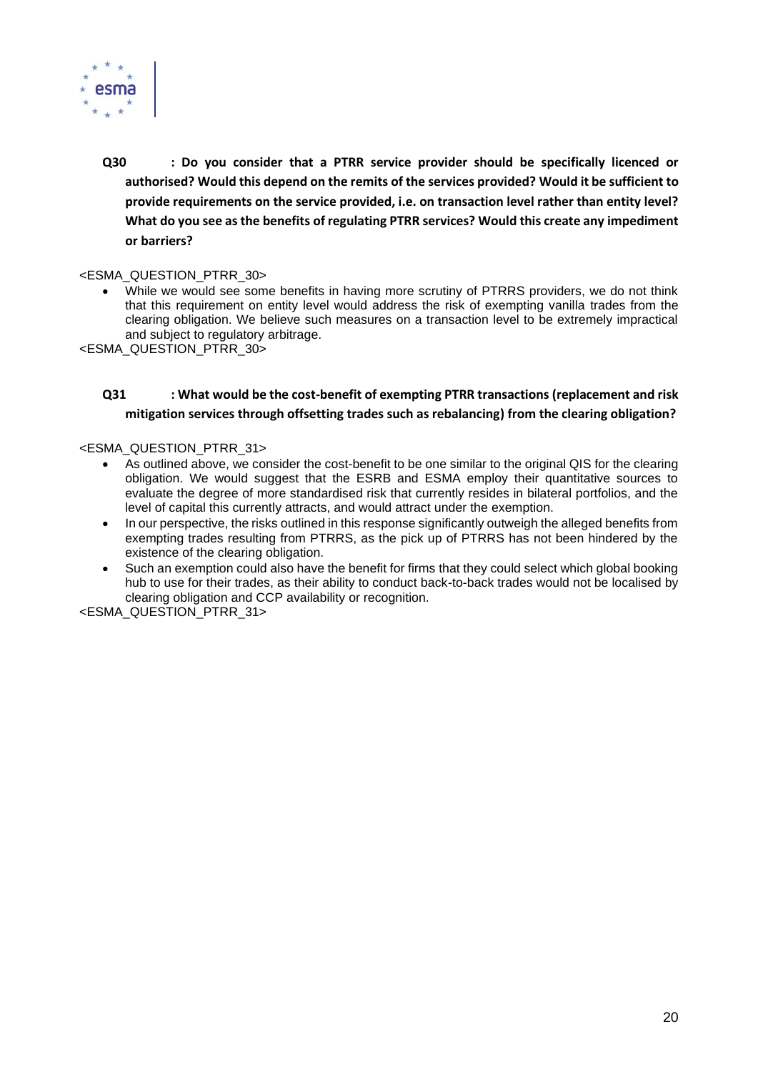**Q30 : Do you consider that a PTRR service provider should be specifically licenced or authorised? Would this depend on the remits of the services provided? Would it be sufficient to provide requirements on the service provided, i.e. on transaction level rather than entity level? What do you see as the benefits of regulating PTRR services? Would this create any impediment or barriers?**

<ESMA_QUESTION_PTRR_30>

- While we would see some benefits in having more scrutiny of PTRRS providers, we do not think that this requirement on entity level would address the risk of exempting vanilla trades from the clearing obligation. We believe such measures on a transaction level to be extremely impractical and subject to regulatory arbitrage.

<ESMA_QUESTION_PTRR_30>

**Q31 : What would be the cost-benefit of exempting PTRR transactions (replacement and risk mitigation services through offsetting trades such as rebalancing) from the clearing obligation?**

<ESMA_QUESTION_PTRR_31>

- As outlined above, we consider the cost-benefit to be one similar to the original QIS for the clearing obligation. We would suggest that the ESRB and ESMA employ their quantitative sources to evaluate the degree of more standardised risk that currently resides in bilateral portfolios, and the level of capital this currently attracts, and would attract under the exemption.
- In our perspective, the risks outlined in this response significantly outweigh the alleged benefits from exempting trades resulting from PTRRS, as the pick up of PTRRS has not been hindered by the existence of the clearing obligation.
- Such an exemption could also have the benefit for firms that they could select which global booking hub to use for their trades, as their ability to conduct back-to-back trades would not be localised by clearing obligation and CCP availability or recognition.

<ESMA_QUESTION_PTRR_31>